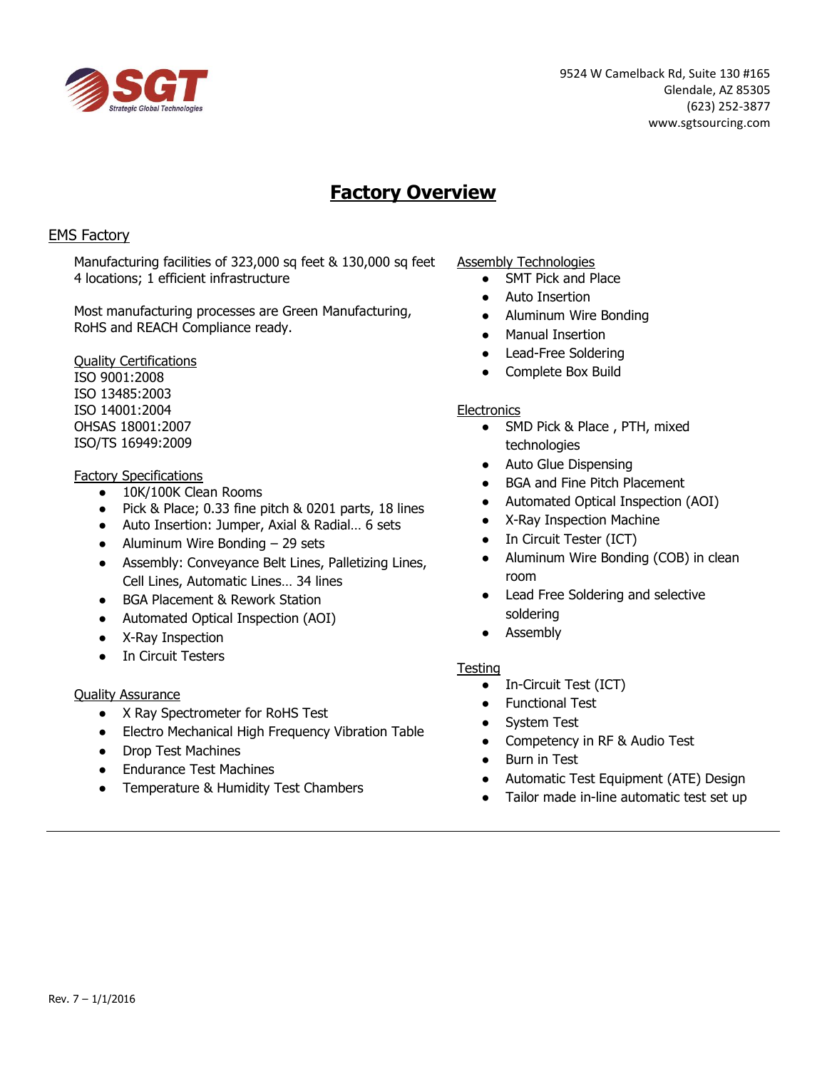SGT
Strategic Global Technologies

9524 W Camelback Rd, Suite 130 #165
Glendale, AZ 85305
(623) 252-3877
www.sgtsourcing.com

# Factory Overview

## EMS Factory

Manufacturing facilities of 323,000 sq feet & 130,000 sq feet
4 locations; 1 efficient infrastructure

Most manufacturing processes are Green Manufacturing, RoHS and REACH Compliance ready.

### Quality Certifications

ISO 9001:2008
ISO 13485:2003
ISO 14001:2004
OHSAS 18001:2007
ISO/TS 16949:2009

### Factory Specifications

- 10K/100K Clean Rooms
- Pick & Place; 0.33 fine pitch & 0201 parts, 18 lines
- Auto Insertion: Jumper, Axial & Radial… 6 sets
- Aluminum Wire Bonding – 29 sets
- Assembly: Conveyance Belt Lines, Palletizing Lines, Cell Lines, Automatic Lines… 34 lines
- BGA Placement & Rework Station
- Automated Optical Inspection (AOI)
- X-Ray Inspection
- In Circuit Testers

### Quality Assurance

- X Ray Spectrometer for RoHS Test
- Electro Mechanical High Frequency Vibration Table
- Drop Test Machines
- Endurance Test Machines
- Temperature & Humidity Test Chambers

### Assembly Technologies

- SMT Pick and Place
- Auto Insertion
- Aluminum Wire Bonding
- Manual Insertion
- Lead-Free Soldering
- Complete Box Build

### Electronics

- SMD Pick & Place , PTH, mixed technologies
- Auto Glue Dispensing
- BGA and Fine Pitch Placement
- Automated Optical Inspection (AOI)
- X-Ray Inspection Machine
- In Circuit Tester (ICT)
- Aluminum Wire Bonding (COB) in clean room
- Lead Free Soldering and selective soldering
- Assembly

### Testing

- In-Circuit Test (ICT)
- Functional Test
- System Test
- Competency in RF & Audio Test
- Burn in Test
- Automatic Test Equipment (ATE) Design
- Tailor made in-line automatic test set up

---

Rev. 7 – 1/1/2016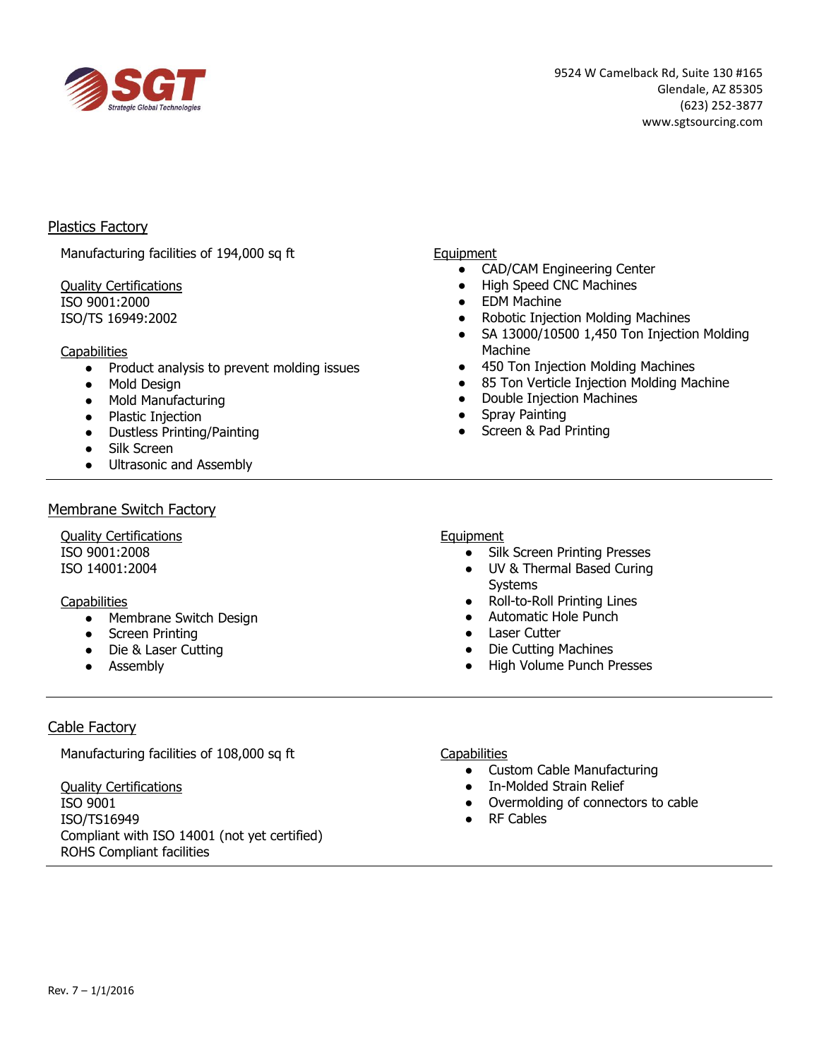SGT Strategic Global Technologies

9524 W Camelback Rd, Suite 130 #165
Glendale, AZ 85305
(623) 252-3877
www.sgtsourcing.com

## Plastics Factory

Manufacturing facilities of 194,000 sq ft

**Quality Certifications**
ISO 9001:2000
ISO/TS 16949:2002

**Capabilities**

- Product analysis to prevent molding issues
- Mold Design
- Mold Manufacturing
- Plastic Injection
- Dustless Printing/Painting
- Silk Screen
- Ultrasonic and Assembly

**Equipment**

- CAD/CAM Engineering Center
- High Speed CNC Machines
- EDM Machine
- Robotic Injection Molding Machines
- SA 13000/10500 1,450 Ton Injection Molding Machine
- 450 Ton Injection Molding Machines
- 85 Ton Verticle Injection Molding Machine
- Double Injection Machines
- Spray Painting
- Screen & Pad Printing

---

## Membrane Switch Factory

**Quality Certifications**
ISO 9001:2008
ISO 14001:2004

**Capabilities**

- Membrane Switch Design
- Screen Printing
- Die & Laser Cutting
- Assembly

**Equipment**

- Silk Screen Printing Presses
- UV & Thermal Based Curing Systems
- Roll-to-Roll Printing Lines
- Automatic Hole Punch
- Laser Cutter
- Die Cutting Machines
- High Volume Punch Presses

---

## Cable Factory

Manufacturing facilities of 108,000 sq ft

**Quality Certifications**
ISO 9001
ISO/TS16949
Compliant with ISO 14001 (not yet certified)
ROHS Compliant facilities

**Capabilities**

- Custom Cable Manufacturing
- In-Molded Strain Relief
- Overmolding of connectors to cable
- RF Cables

---

Rev. 7 – 1/1/2016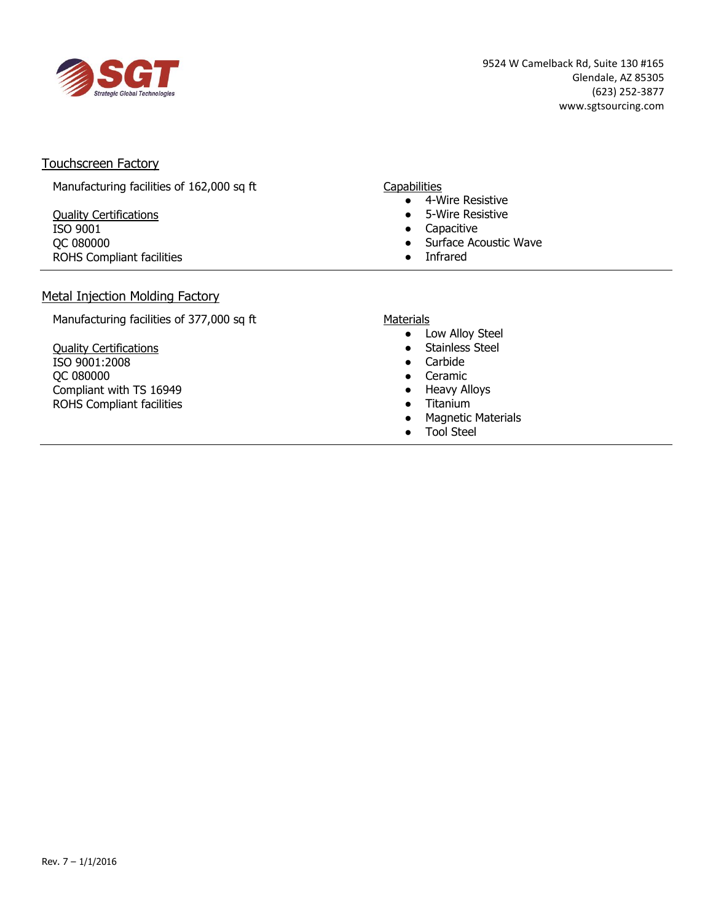SGT Strategic Global Technologies

9524 W Camelback Rd, Suite 130 #165
Glendale, AZ 85305
(623) 252-3877
www.sgtsourcing.com

## Touchscreen Factory

Manufacturing facilities of 162,000 sq ft

**Quality Certifications**
ISO 9001
QC 080000
ROHS Compliant facilities

**Capabilities**

- 4-Wire Resistive
- 5-Wire Resistive
- Capacitive
- Surface Acoustic Wave
- Infrared

---

## Metal Injection Molding Factory

Manufacturing facilities of 377,000 sq ft

**Quality Certifications**
ISO 9001:2008
QC 080000
Compliant with TS 16949
ROHS Compliant facilities

**Materials**

- Low Alloy Steel
- Stainless Steel
- Carbide
- Ceramic
- Heavy Alloys
- Titanium
- Magnetic Materials
- Tool Steel

---

Rev. 7 – 1/1/2016